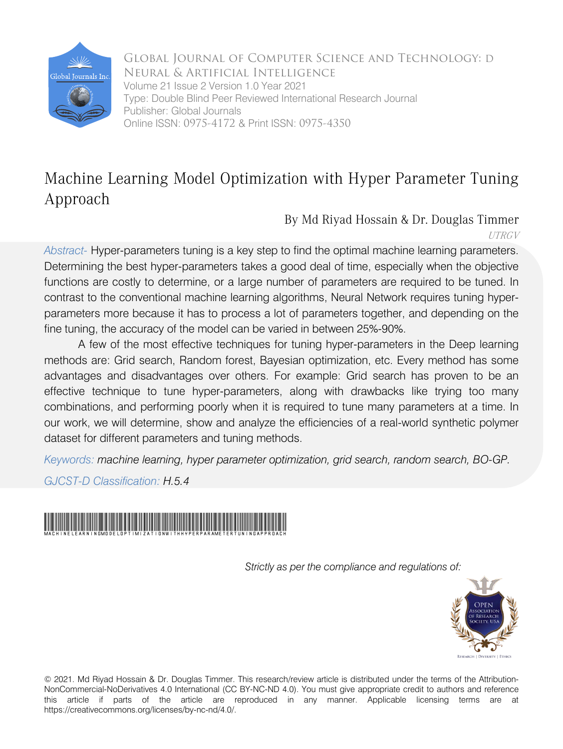Global Journal of Computer Science and Technology: D
Neural & Artificial Intelligence
Volume 21 Issue 2 Version 1.0 Year 2021
Type: Double Blind Peer Reviewed International Research Journal
Publisher: Global Journals
Online ISSN: 0975-4172 & Print ISSN: 0975-4350

# Machine Learning Model Optimization with Hyper Parameter Tuning Approach

By Md Riyad Hossain & Dr. Douglas Timmer

*UTRGV*

*Abstract-* Hyper-parameters tuning is a key step to find the optimal machine learning parameters. Determining the best hyper-parameters takes a good deal of time, especially when the objective functions are costly to determine, or a large number of parameters are required to be tuned. In contrast to the conventional machine learning algorithms, Neural Network requires tuning hyper-parameters more because it has to process a lot of parameters together, and depending on the fine tuning, the accuracy of the model can be varied in between 25%-90%.

A few of the most effective techniques for tuning hyper-parameters in the Deep learning methods are: Grid search, Random forest, Bayesian optimization, etc. Every method has some advantages and disadvantages over others. For example: Grid search has proven to be an effective technique to tune hyper-parameters, along with drawbacks like trying too many combinations, and performing poorly when it is required to tune many parameters at a time. In our work, we will determine, show and analyze the efficiencies of a real-world synthetic polymer dataset for different parameters and tuning methods.

*Keywords: machine learning, hyper parameter optimization, grid search, random search, BO-GP.*

*GJCST-D Classification: H.5.4*

MACHINELEARNINGMODELOPTIMIZATIONWITHHYPERPARAMETERTUNINGAPPROACH

*Strictly as per the compliance and regulations of:*

© 2021. Md Riyad Hossain & Dr. Douglas Timmer. This research/review article is distributed under the terms of the Attribution-NonCommercial-NoDerivatives 4.0 International (CC BY-NC-ND 4.0). You must give appropriate credit to authors and reference this article if parts of the article are reproduced in any manner. Applicable licensing terms are at https://creativecommons.org/licenses/by-nc-nd/4.0/.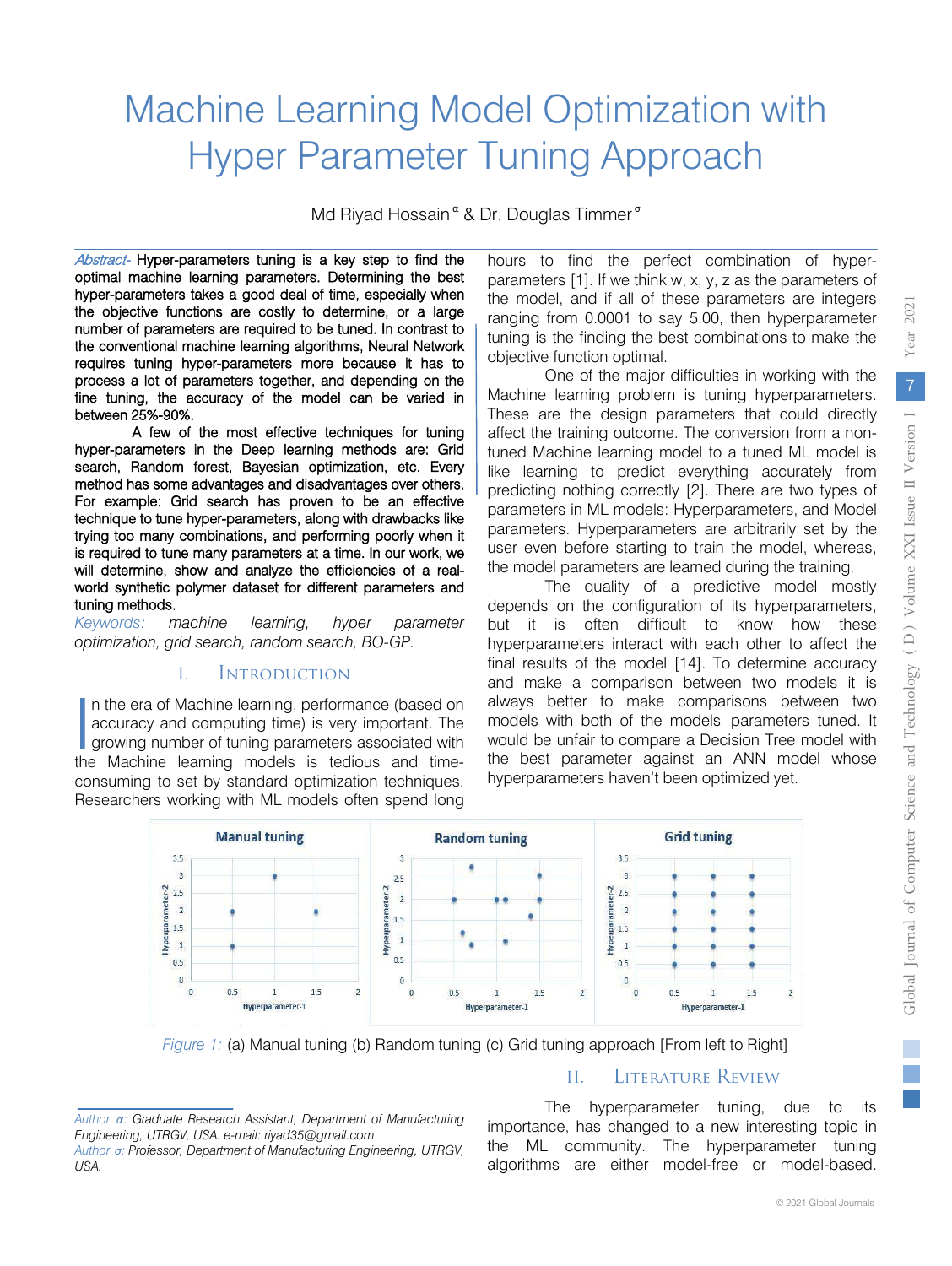# Machine Learning Model Optimization with Hyper Parameter Tuning Approach

Md Riyad Hossain [α] & Dr. Douglas Timmer [σ]

*Abstract-* Hyper-parameters tuning is a key step to find the optimal machine learning parameters. Determining the best hyper-parameters takes a good deal of time, especially when the objective functions are costly to determine, or a large number of parameters are required to be tuned. In contrast to the conventional machine learning algorithms, Neural Network requires tuning hyper-parameters more because it has to process a lot of parameters together, and depending on the fine tuning, the accuracy of the model can be varied in between 25%-90%.

A few of the most effective techniques for tuning hyper-parameters in the Deep learning methods are: Grid search, Random forest, Bayesian optimization, etc. Every method has some advantages and disadvantages over others. For example: Grid search has proven to be an effective technique to tune hyper-parameters, along with drawbacks like trying too many combinations, and performing poorly when it is required to tune many parameters at a time. In our work, we will determine, show and analyze the efficiencies of a real-world synthetic polymer dataset for different parameters and tuning methods.

*Keywords: machine learning, hyper parameter optimization, grid search, random search, BO-GP.*

## I. Introduction

In the era of Machine learning, performance (based on accuracy and computing time) is very important. The growing number of tuning parameters associated with the Machine learning models is tedious and time-consuming to set by standard optimization techniques. Researchers working with ML models often spend long hours to find the perfect combination of hyper-parameters [1]. If we think w, x, y, z as the parameters of the model, and if all of these parameters are integers ranging from 0.0001 to say 5.00, then hyperparameter tuning is the finding the best combinations to make the objective function optimal.

One of the major difficulties in working with the Machine learning problem is tuning hyperparameters. These are the design parameters that could directly affect the training outcome. The conversion from a non-tuned Machine learning model to a tuned ML model is like learning to predict everything accurately from predicting nothing correctly [2]. There are two types of parameters in ML models: Hyperparameters, and Model parameters. Hyperparameters are arbitrarily set by the user even before starting to train the model, whereas, the model parameters are learned during the training.

The quality of a predictive model mostly depends on the configuration of its hyperparameters, but it is often difficult to know how these hyperparameters interact with each other to affect the final results of the model [14]. To determine accuracy and make a comparison between two models it is always better to make comparisons between two models with both of the models' parameters tuned. It would be unfair to compare a Decision Tree model with the best parameter against an ANN model whose hyperparameters haven't been optimized yet.

*Figure 1:* (a) Manual tuning (b) Random tuning (c) Grid tuning approach [From left to Right]

## II. Literature Review

The hyperparameter tuning, due to its importance, has changed to a new interesting topic in the ML community. The hyperparameter tuning algorithms are either model-free or model-based.

*Author α:* Graduate Research Assistant, Department of Manufacturing Engineering, UTRGV, USA. e-mail: riyad35@gmail.com

*Author σ:* Professor, Department of Manufacturing Engineering, UTRGV, USA.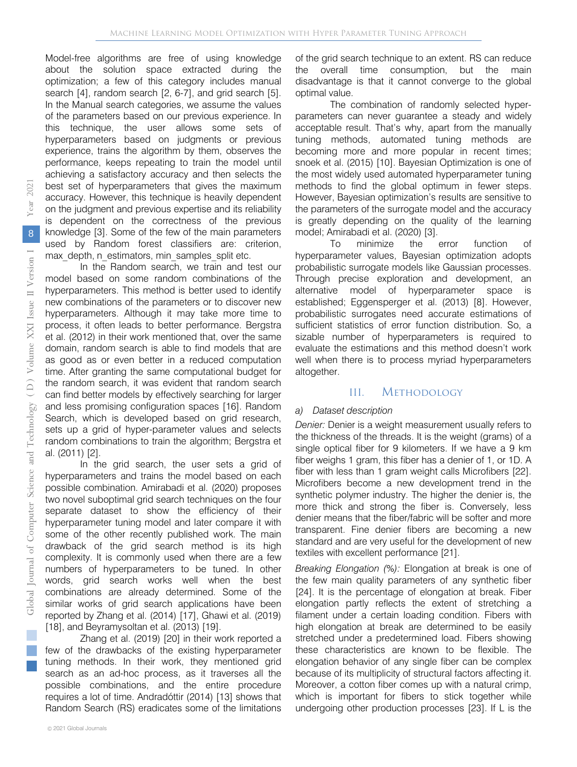Model-free algorithms are free of using knowledge about the solution space extracted during the optimization; a few of this category includes manual search [4], random search [2, 6-7], and grid search [5]. In the Manual search categories, we assume the values of the parameters based on our previous experience. In this technique, the user allows some sets of hyperparameters based on judgments or previous experience, trains the algorithm by them, observes the performance, keeps repeating to train the model until achieving a satisfactory accuracy and then selects the best set of hyperparameters that gives the maximum accuracy. However, this technique is heavily dependent on the judgment and previous expertise and its reliability is dependent on the correctness of the previous knowledge [3]. Some of the few of the main parameters used by Random forest classifiers are: criterion, max_depth, n_estimators, min_samples_split etc.

In the Random search, we train and test our model based on some random combinations of the hyperparameters. This method is better used to identify new combinations of the parameters or to discover new hyperparameters. Although it may take more time to process, it often leads to better performance. Bergstra et al. (2012) in their work mentioned that, over the same domain, random search is able to find models that are as good as or even better in a reduced computation time. After granting the same computational budget for the random search, it was evident that random search can find better models by effectively searching for larger and less promising configuration spaces [16]. Random Search, which is developed based on grid research, sets up a grid of hyper-parameter values and selects random combinations to train the algorithm; Bergstra et al. (2011) [2].

In the grid search, the user sets a grid of hyperparameters and trains the model based on each possible combination. Amirabadi et al. (2020) proposes two novel suboptimal grid search techniques on the four separate dataset to show the efficiency of their hyperparameter tuning model and later compare it with some of the other recently published work. The main drawback of the grid search method is its high complexity. It is commonly used when there are a few numbers of hyperparameters to be tuned. In other words, grid search works well when the best combinations are already determined. Some of the similar works of grid search applications have been reported by Zhang et al. (2014) [17], Ghawi et al. (2019) [18], and Beyramysoltan et al. (2013) [19].

Zhang et al. (2019) [20] in their work reported a few of the drawbacks of the existing hyperparameter tuning methods. In their work, they mentioned grid search as an ad-hoc process, as it traverses all the possible combinations, and the entire procedure requires a lot of time. Andradóttir (2014) [13] shows that Random Search (RS) eradicates some of the limitations of the grid search technique to an extent. RS can reduce the overall time consumption, but the main disadvantage is that it cannot converge to the global optimal value.

The combination of randomly selected hyper-parameters can never guarantee a steady and widely acceptable result. That's why, apart from the manually tuning methods, automated tuning methods are becoming more and more popular in recent times; snoek et al. (2015) [10]. Bayesian Optimization is one of the most widely used automated hyperparameter tuning methods to find the global optimum in fewer steps. However, Bayesian optimization's results are sensitive to the parameters of the surrogate model and the accuracy is greatly depending on the quality of the learning model; Amirabadi et al. (2020) [3].

To minimize the error function of hyperparameter values, Bayesian optimization adopts probabilistic surrogate models like Gaussian processes. Through precise exploration and development, an alternative model of hyperparameter space is established; Eggensperger et al. (2013) [8]. However, probabilistic surrogates need accurate estimations of sufficient statistics of error function distribution. So, a sizable number of hyperparameters is required to evaluate the estimations and this method doesn't work well when there is to process myriad hyperparameters altogether.

## III. Methodology

### a) Dataset description

*Denier:* Denier is a weight measurement usually refers to the thickness of the threads. It is the weight (grams) of a single optical fiber for 9 kilometers. If we have a 9 km fiber weighs 1 gram, this fiber has a denier of 1, or 1D. A fiber with less than 1 gram weight calls Microfibers [22]. Microfibers become a new development trend in the synthetic polymer industry. The higher the denier is, the more thick and strong the fiber is. Conversely, less denier means that the fiber/fabric will be softer and more transparent. Fine denier fibers are becoming a new standard and are very useful for the development of new textiles with excellent performance [21].

*Breaking Elongation (%):* Elongation at break is one of the few main quality parameters of any synthetic fiber [24]. It is the percentage of elongation at break. Fiber elongation partly reflects the extent of stretching a filament under a certain loading condition. Fibers with high elongation at break are determined to be easily stretched under a predetermined load. Fibers showing these characteristics are known to be flexible. The elongation behavior of any single fiber can be complex because of its multiplicity of structural factors affecting it. Moreover, a cotton fiber comes up with a natural crimp, which is important for fibers to stick together while undergoing other production processes [23]. If L is the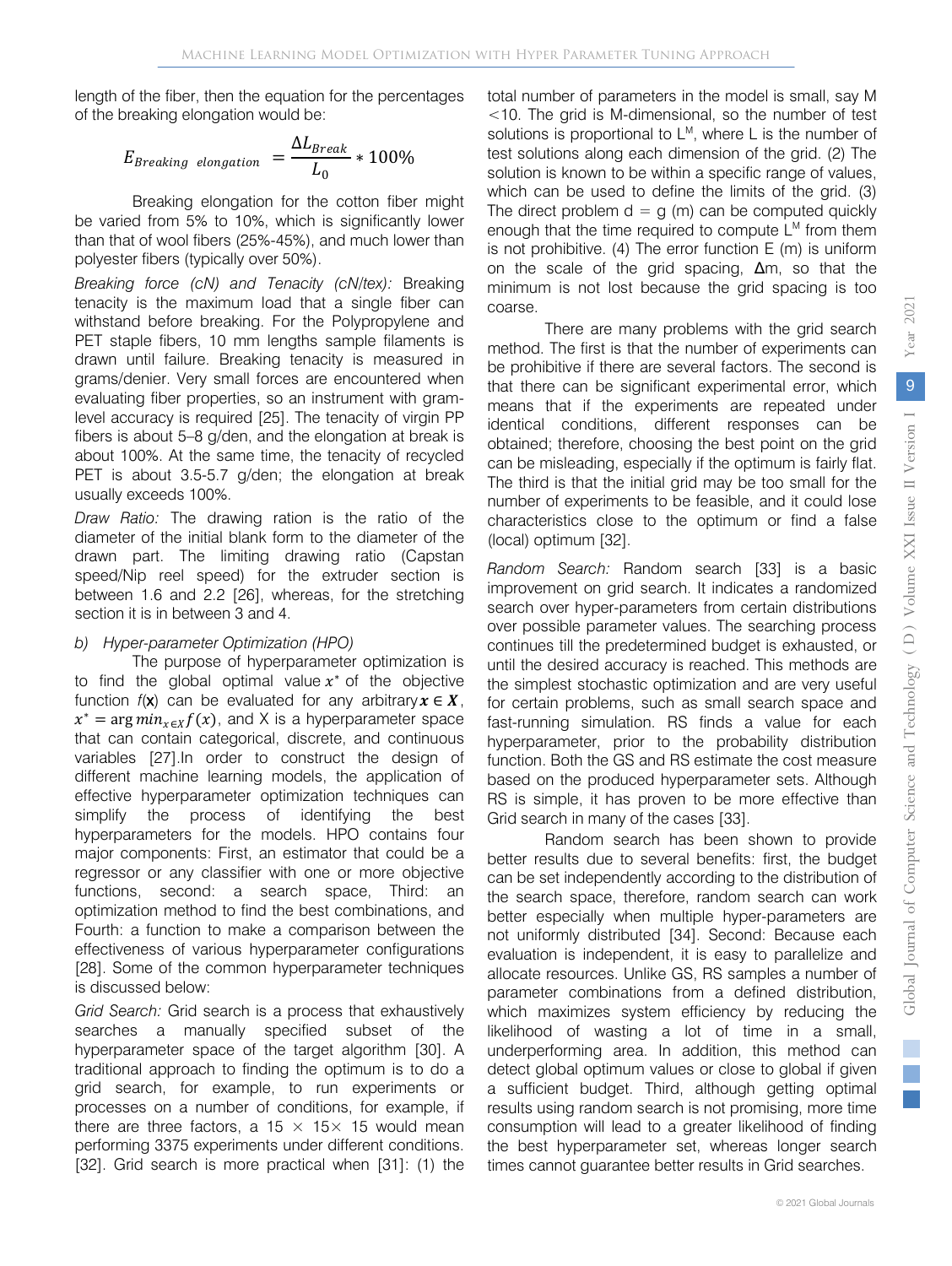length of the fiber, then the equation for the percentages of the breaking elongation would be:

$$E_{Breaking\ \ elongation} = \frac{\Delta L_{Break}}{L_0} * 100\%$$

Breaking elongation for the cotton fiber might be varied from 5% to 10%, which is significantly lower than that of wool fibers (25%-45%), and much lower than polyester fibers (typically over 50%).

*Breaking force (cN) and Tenacity (cN/tex):* Breaking tenacity is the maximum load that a single fiber can withstand before breaking. For the Polypropylene and PET staple fibers, 10 mm lengths sample filaments is drawn until failure. Breaking tenacity is measured in grams/denier. Very small forces are encountered when evaluating fiber properties, so an instrument with gram-level accuracy is required [25]. The tenacity of virgin PP fibers is about 5–8 g/den, and the elongation at break is about 100%. At the same time, the tenacity of recycled PET is about 3.5-5.7 g/den; the elongation at break usually exceeds 100%.

*Draw Ratio:* The drawing ration is the ratio of the diameter of the initial blank form to the diameter of the drawn part. The limiting drawing ratio (Capstan speed/Nip reel speed) for the extruder section is between 1.6 and 2.2 [26], whereas, for the stretching section it is in between 3 and 4.

### *b) Hyper-parameter Optimization (HPO)*

The purpose of hyperparameter optimization is to find the global optimal value $x^*$ of the objective function $f(\mathbf{x})$ can be evaluated for any arbitrary $\boldsymbol{x} \in \boldsymbol{X}$, $x^* = \arg min_{x \in X} f(x)$, and X is a hyperparameter space that can contain categorical, discrete, and continuous variables [27].In order to construct the design of different machine learning models, the application of effective hyperparameter optimization techniques can simplify the process of identifying the best hyperparameters for the models. HPO contains four major components: First, an estimator that could be a regressor or any classifier with one or more objective functions, second: a search space, Third: an optimization method to find the best combinations, and Fourth: a function to make a comparison between the effectiveness of various hyperparameter configurations [28]. Some of the common hyperparameter techniques is discussed below:

*Grid Search:* Grid search is a process that exhaustively searches a manually specified subset of the hyperparameter space of the target algorithm [30]. A traditional approach to finding the optimum is to do a grid search, for example, to run experiments or processes on a number of conditions, for example, if there are three factors, a 15 × 15× 15 would mean performing 3375 experiments under different conditions. [32]. Grid search is more practical when [31]: (1) the total number of parameters in the model is small, say M <10. The grid is M-dimensional, so the number of test solutions is proportional to $L^M$, where L is the number of test solutions along each dimension of the grid. (2) The solution is known to be within a specific range of values, which can be used to define the limits of the grid. (3) The direct problem d = g (m) can be computed quickly enough that the time required to compute $L^M$ from them is not prohibitive. (4) The error function E (m) is uniform on the scale of the grid spacing, Δm, so that the minimum is not lost because the grid spacing is too coarse.

There are many problems with the grid search method. The first is that the number of experiments can be prohibitive if there are several factors. The second is that there can be significant experimental error, which means that if the experiments are repeated under identical conditions, different responses can be obtained; therefore, choosing the best point on the grid can be misleading, especially if the optimum is fairly flat. The third is that the initial grid may be too small for the number of experiments to be feasible, and it could lose characteristics close to the optimum or find a false (local) optimum [32].

*Random Search:* Random search [33] is a basic improvement on grid search. It indicates a randomized search over hyper-parameters from certain distributions over possible parameter values. The searching process continues till the predetermined budget is exhausted, or until the desired accuracy is reached. This methods are the simplest stochastic optimization and are very useful for certain problems, such as small search space and fast-running simulation. RS finds a value for each hyperparameter, prior to the probability distribution function. Both the GS and RS estimate the cost measure based on the produced hyperparameter sets. Although RS is simple, it has proven to be more effective than Grid search in many of the cases [33].

Random search has been shown to provide better results due to several benefits: first, the budget can be set independently according to the distribution of the search space, therefore, random search can work better especially when multiple hyper-parameters are not uniformly distributed [34]. Second: Because each evaluation is independent, it is easy to parallelize and allocate resources. Unlike GS, RS samples a number of parameter combinations from a defined distribution, which maximizes system efficiency by reducing the likelihood of wasting a lot of time in a small, underperforming area. In addition, this method can detect global optimum values or close to global if given a sufficient budget. Third, although getting optimal results using random search is not promising, more time consumption will lead to a greater likelihood of finding the best hyperparameter set, whereas longer search times cannot guarantee better results in Grid searches.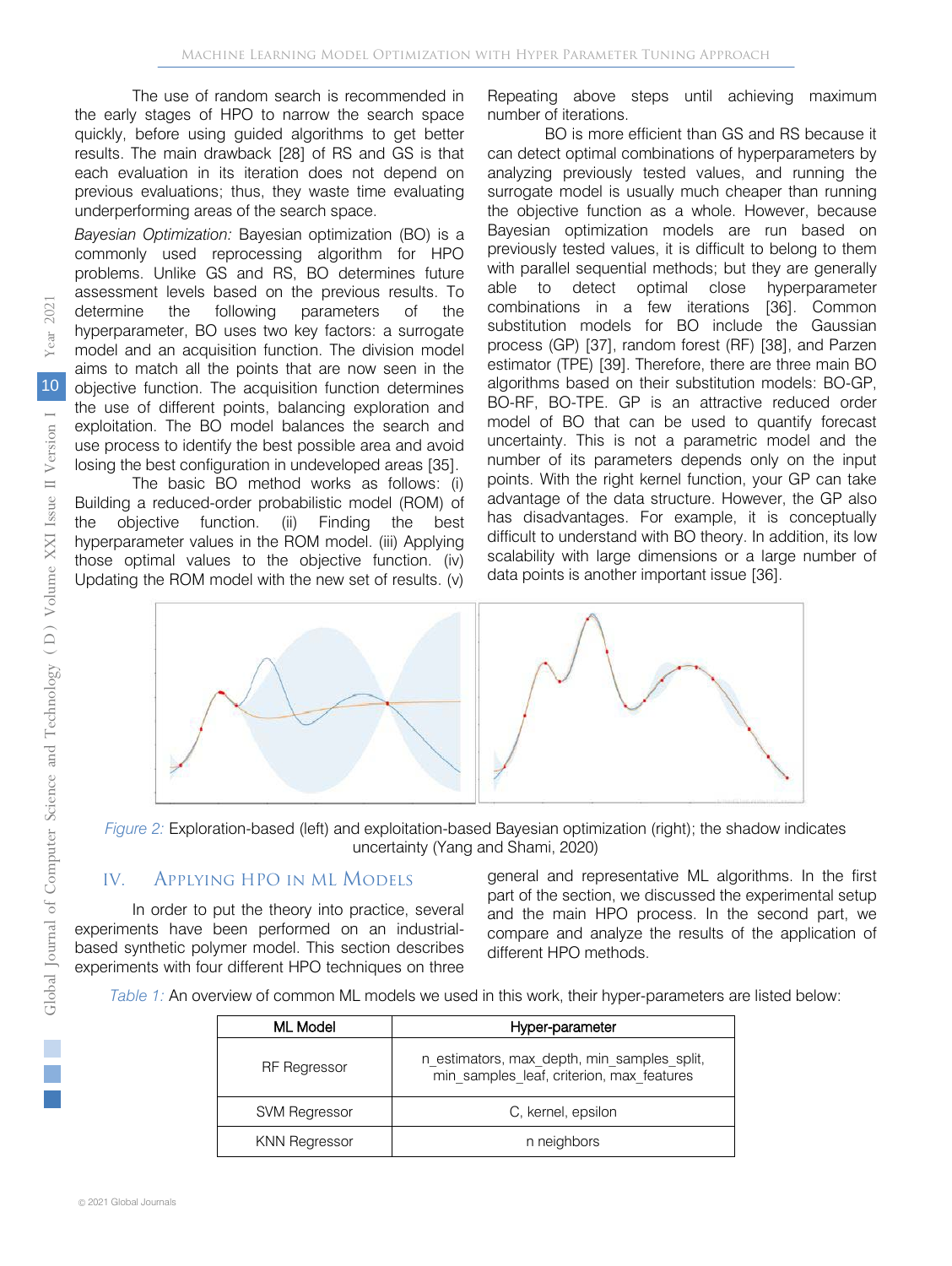The use of random search is recommended in the early stages of HPO to narrow the search space quickly, before using guided algorithms to get better results. The main drawback [28] of RS and GS is that each evaluation in its iteration does not depend on previous evaluations; thus, they waste time evaluating underperforming areas of the search space.

*Bayesian Optimization:* Bayesian optimization (BO) is a commonly used reprocessing algorithm for HPO problems. Unlike GS and RS, BO determines future assessment levels based on the previous results. To determine the following parameters of the hyperparameter, BO uses two key factors: a surrogate model and an acquisition function. The division model aims to match all the points that are now seen in the objective function. The acquisition function determines the use of different points, balancing exploration and exploitation. The BO model balances the search and use process to identify the best possible area and avoid losing the best configuration in undeveloped areas [35].

The basic BO method works as follows: (i) Building a reduced-order probabilistic model (ROM) of the objective function. (ii) Finding the best hyperparameter values in the ROM model. (iii) Applying those optimal values to the objective function. (iv) Updating the ROM model with the new set of results. (v) Repeating above steps until achieving maximum number of iterations.

BO is more efficient than GS and RS because it can detect optimal combinations of hyperparameters by analyzing previously tested values, and running the surrogate model is usually much cheaper than running the objective function as a whole. However, because Bayesian optimization models are run based on previously tested values, it is difficult to belong to them with parallel sequential methods; but they are generally able to detect optimal close hyperparameter combinations in a few iterations [36]. Common substitution models for BO include the Gaussian process (GP) [37], random forest (RF) [38], and Parzen estimator (TPE) [39]. Therefore, there are three main BO algorithms based on their substitution models: BO-GP, BO-RF, BO-TPE. GP is an attractive reduced order model of BO that can be used to quantify forecast uncertainty. This is not a parametric model and the number of its parameters depends only on the input points. With the right kernel function, your GP can take advantage of the data structure. However, the GP also has disadvantages. For example, it is conceptually difficult to understand with BO theory. In addition, its low scalability with large dimensions or a large number of data points is another important issue [36].

*Figure 2:* Exploration-based (left) and exploitation-based Bayesian optimization (right); the shadow indicates uncertainty (Yang and Shami, 2020)

## IV. Applying HPO in ML Models

In order to put the theory into practice, several experiments have been performed on an industrial-based synthetic polymer model. This section describes experiments with four different HPO techniques on three general and representative ML algorithms. In the first part of the section, we discussed the experimental setup and the main HPO process. In the second part, we compare and analyze the results of the application of different HPO methods.

*Table 1:* An overview of common ML models we used in this work, their hyper-parameters are listed below:

| ML Model | Hyper-parameter |
| --- | --- |
| RF Regressor | n_estimators, max_depth, min_samples_split, min_samples_leaf, criterion, max_features |
| SVM Regressor | C, kernel, epsilon |
| KNN Regressor | n neighbors |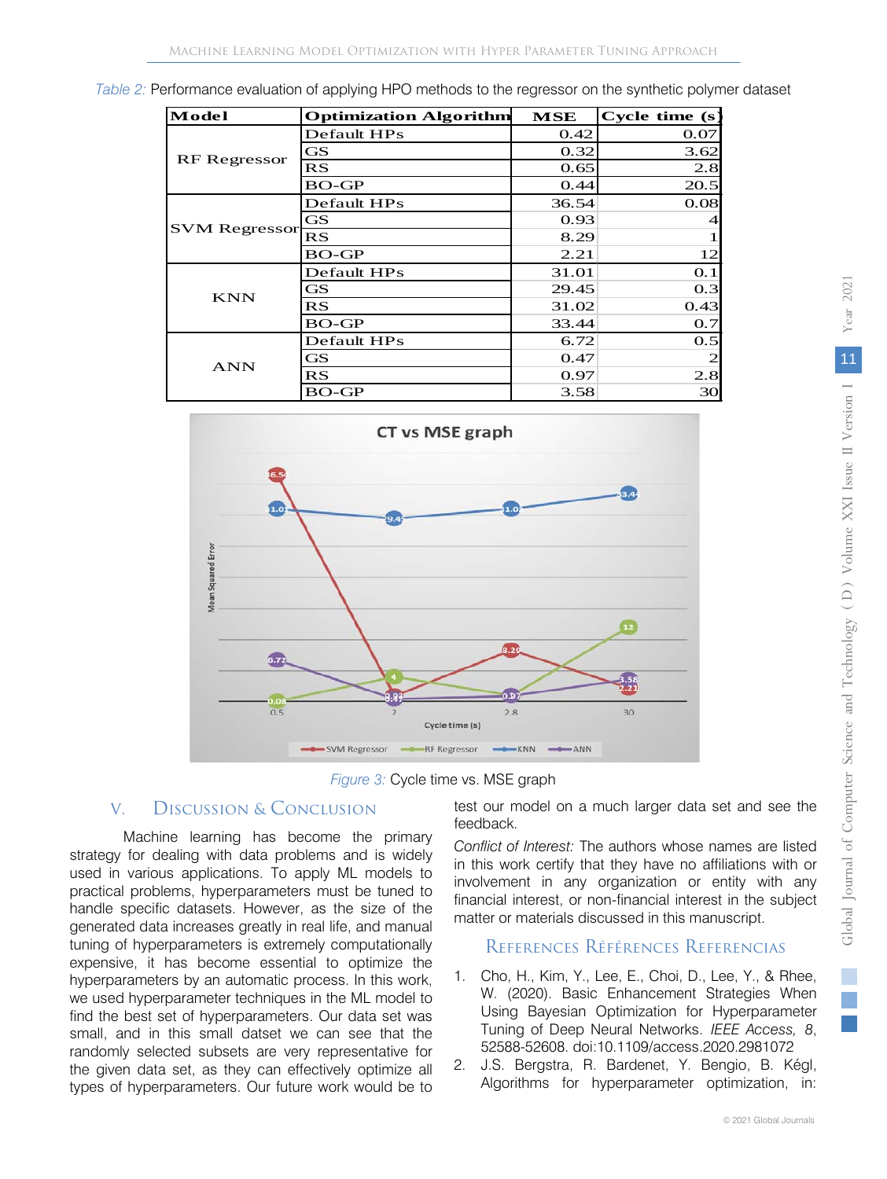*Table 2:* Performance evaluation of applying HPO methods to the regressor on the synthetic polymer dataset

| Model | Optimization Algorithm | MSE | Cycle time (s) |
|---|---|---|---|
| RF Regressor | Default HPs | 0.42 | 0.07 |
| | GS | 0.32 | 3.62 |
| | RS | 0.65 | 2.8 |
| | BO-GP | 0.44 | 20.5 |
| SVM Regressor | Default HPs | 36.54 | 0.08 |
| | GS | 0.93 | 4 |
| | RS | 8.29 | 1 |
| | BO-GP | 2.21 | 12 |
| KNN | Default HPs | 31.01 | 0.1 |
| | GS | 29.45 | 0.3 |
| | RS | 31.02 | 0.43 |
| | BO-GP | 33.44 | 0.7 |
| ANN | Default HPs | 6.72 | 0.5 |
| | GS | 0.47 | 2 |
| | RS | 0.97 | 2.8 |
| | BO-GP | 3.58 | 30 |

*Figure 3:* Cycle time vs. MSE graph

## V. Discussion & Conclusion

Machine learning has become the primary strategy for dealing with data problems and is widely used in various applications. To apply ML models to practical problems, hyperparameters must be tuned to handle specific datasets. However, as the size of the generated data increases greatly in real life, and manual tuning of hyperparameters is extremely computationally expensive, it has become essential to optimize the hyperparameters by an automatic process. In this work, we used hyperparameter techniques in the ML model to find the best set of hyperparameters. Our data set was small, and in this small datset we can see that the randomly selected subsets are very representative for the given data set, as they can effectively optimize all types of hyperparameters. Our future work would be to test our model on a much larger data set and see the feedback.

*Conflict of Interest:* The authors whose names are listed in this work certify that they have no affiliations with or involvement in any organization or entity with any financial interest, or non-financial interest in the subject matter or materials discussed in this manuscript.

## References Références Referencias

1. Cho, H., Kim, Y., Lee, E., Choi, D., Lee, Y., & Rhee, W. (2020). Basic Enhancement Strategies When Using Bayesian Optimization for Hyperparameter Tuning of Deep Neural Networks. *IEEE Access, 8*, 52588-52608. doi:10.1109/access.2020.2981072
2. J.S. Bergstra, R. Bardenet, Y. Bengio, B. Kégl, Algorithms for hyperparameter optimization, in: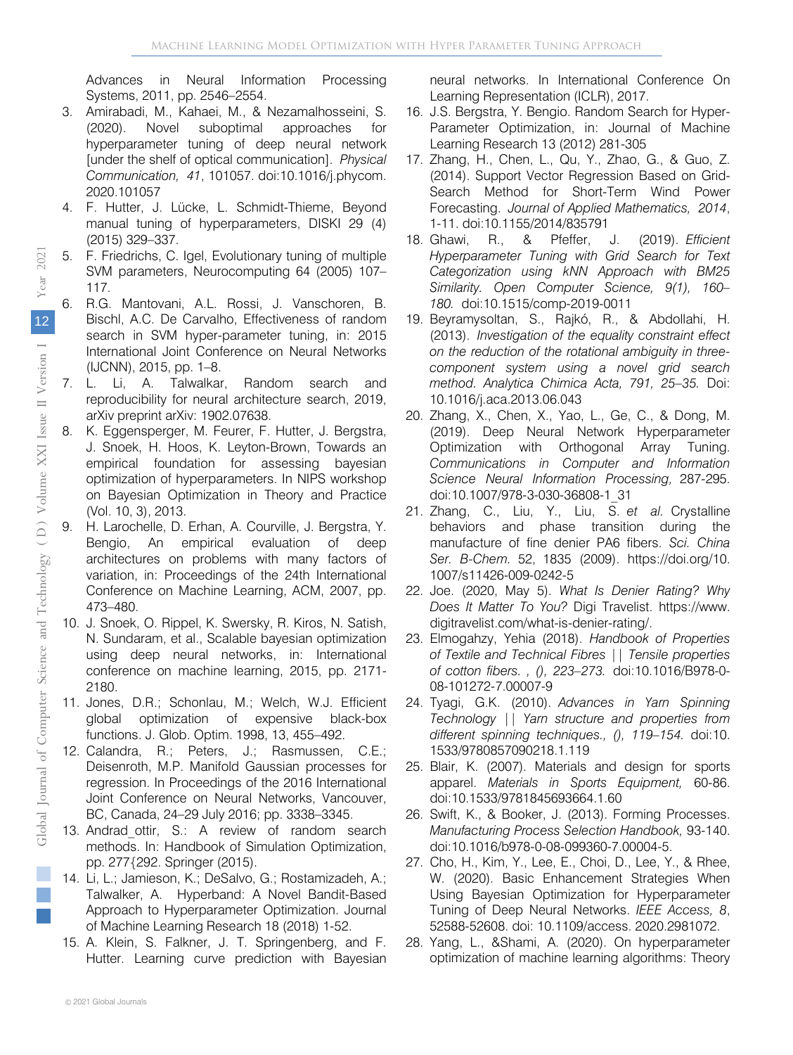Advances in Neural Information Processing Systems, 2011, pp. 2546–2554.

3. Amirabadi, M., Kahaei, M., & Nezamalhosseini, S. (2020). Novel suboptimal approaches for hyperparameter tuning of deep neural network [under the shelf of optical communication]. *Physical Communication, 41*, 101057. doi:10.1016/j.phycom.2020.101057
4. F. Hutter, J. Lücke, L. Schmidt-Thieme, Beyond manual tuning of hyperparameters, DISKI 29 (4) (2015) 329–337.
5. F. Friedrichs, C. Igel, Evolutionary tuning of multiple SVM parameters, Neurocomputing 64 (2005) 107–117.
6. R.G. Mantovani, A.L. Rossi, J. Vanschoren, B. Bischl, A.C. De Carvalho, Effectiveness of random search in SVM hyper-parameter tuning, in: 2015 International Joint Conference on Neural Networks (IJCNN), 2015, pp. 1–8.
7. L. Li, A. Talwalkar, Random search and reproducibility for neural architecture search, 2019, arXiv preprint arXiv: 1902.07638.
8. K. Eggensperger, M. Feurer, F. Hutter, J. Bergstra, J. Snoek, H. Hoos, K. Leyton-Brown, Towards an empirical foundation for assessing bayesian optimization of hyperparameters. In NIPS workshop on Bayesian Optimization in Theory and Practice (Vol. 10, 3), 2013.
9. H. Larochelle, D. Erhan, A. Courville, J. Bergstra, Y. Bengio, An empirical evaluation of deep architectures on problems with many factors of variation, in: Proceedings of the 24th International Conference on Machine Learning, ACM, 2007, pp. 473–480.
10. J. Snoek, O. Rippel, K. Swersky, R. Kiros, N. Satish, N. Sundaram, et al., Scalable bayesian optimization using deep neural networks, in: International conference on machine learning, 2015, pp. 2171-2180.
11. Jones, D.R.; Schonlau, M.; Welch, W.J. Efficient global optimization of expensive black-box functions. J. Glob. Optim. 1998, 13, 455–492.
12. Calandra, R.; Peters, J.; Rasmussen, C.E.; Deisenroth, M.P. Manifold Gaussian processes for regression. In Proceedings of the 2016 International Joint Conference on Neural Networks, Vancouver, BC, Canada, 24–29 July 2016; pp. 3338–3345.
13. Andrad_ottir, S.: A review of random search methods. In: Handbook of Simulation Optimization, pp. 277{292. Springer (2015).
14. Li, L.; Jamieson, K.; DeSalvo, G.; Rostamizadeh, A.; Talwalker, A. Hyperband: A Novel Bandit-Based Approach to Hyperparameter Optimization. Journal of Machine Learning Research 18 (2018) 1-52.
15. A. Klein, S. Falkner, J. T. Springenberg, and F. Hutter. Learning curve prediction with Bayesian neural networks. In International Conference On Learning Representation (ICLR), 2017.
16. J.S. Bergstra, Y. Bengio. Random Search for Hyper-Parameter Optimization, in: Journal of Machine Learning Research 13 (2012) 281-305
17. Zhang, H., Chen, L., Qu, Y., Zhao, G., & Guo, Z. (2014). Support Vector Regression Based on Grid-Search Method for Short-Term Wind Power Forecasting. *Journal of Applied Mathematics, 2014*, 1-11. doi:10.1155/2014/835791
18. Ghawi, R., & Pfeffer, J. (2019). *Efficient Hyperparameter Tuning with Grid Search for Text Categorization using kNN Approach with BM25 Similarity. Open Computer Science, 9(1), 160–180.* doi:10.1515/comp-2019-0011
19. Beyramysoltan, S., Rajkó, R., & Abdollahi, H. (2013). *Investigation of the equality constraint effect on the reduction of the rotational ambiguity in three-component system using a novel grid search method. Analytica Chimica Acta, 791, 25–35.* Doi: 10.1016/j.aca.2013.06.043
20. Zhang, X., Chen, X., Yao, L., Ge, C., & Dong, M. (2019). Deep Neural Network Hyperparameter Optimization with Orthogonal Array Tuning. *Communications in Computer and Information Science Neural Information Processing,* 287-295. doi:10.1007/978-3-030-36808-1_31
21. Zhang, C., Liu, Y., Liu, S. *et al.* Crystalline behaviors and phase transition during the manufacture of fine denier PA6 fibers. *Sci. China Ser. B-Chem.* 52, 1835 (2009). https://doi.org/10.1007/s11426-009-0242-5
22. Joe. (2020, May 5). *What Is Denier Rating? Why Does It Matter To You?* Digi Travelist. https://www.digitravelist.com/what-is-denier-rating/.
23. Elmogahzy, Yehia (2018). *Handbook of Properties of Textile and Technical Fibres || Tensile properties of cotton fibers. , (), 223–273.* doi:10.1016/B978-0-08-101272-7.00007-9
24. Tyagi, G.K. (2010). *Advances in Yarn Spinning Technology || Yarn structure and properties from different spinning techniques., (), 119–154.* doi:10.1533/9780857090218.1.119
25. Blair, K. (2007). Materials and design for sports apparel. *Materials in Sports Equipment,* 60-86. doi:10.1533/9781845693664.1.60
26. Swift, K., & Booker, J. (2013). Forming Processes. *Manufacturing Process Selection Handbook,* 93-140. doi:10.1016/b978-0-08-099360-7.00004-5.
27. Cho, H., Kim, Y., Lee, E., Choi, D., Lee, Y., & Rhee, W. (2020). Basic Enhancement Strategies When Using Bayesian Optimization for Hyperparameter Tuning of Deep Neural Networks. *IEEE Access, 8*, 52588-52608. doi: 10.1109/access. 2020.2981072.
28. Yang, L., &Shami, A. (2020). On hyperparameter optimization of machine learning algorithms: Theory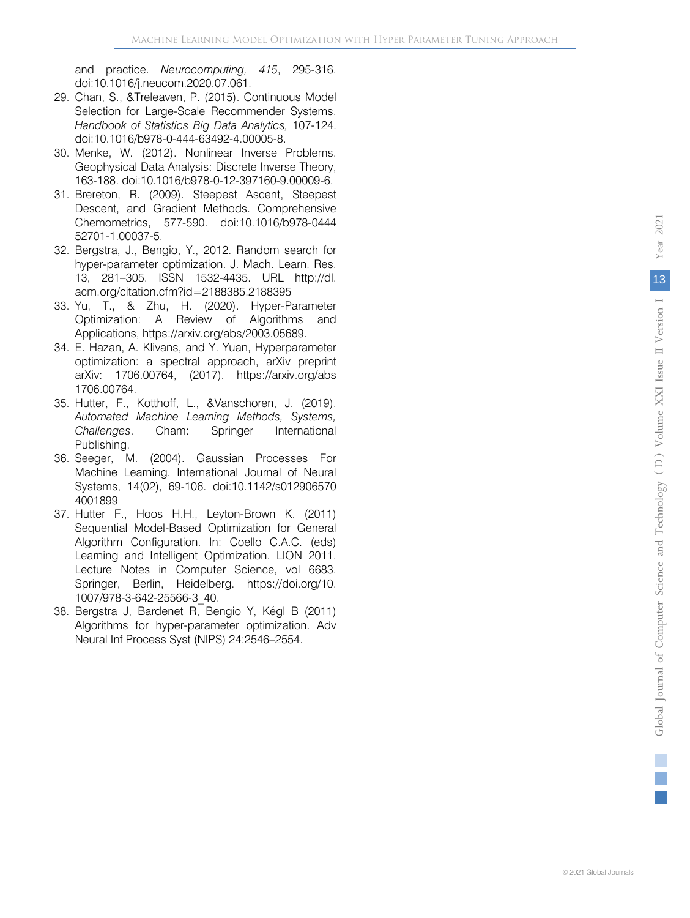and practice. *Neurocomputing, 415*, 295-316. doi:10.1016/j.neucom.2020.07.061.

29. Chan, S., &Treleaven, P. (2015). Continuous Model Selection for Large-Scale Recommender Systems. *Handbook of Statistics Big Data Analytics,* 107-124. doi:10.1016/b978-0-444-63492-4.00005-8.
30. Menke, W. (2012). Nonlinear Inverse Problems. Geophysical Data Analysis: Discrete Inverse Theory, 163-188. doi:10.1016/b978-0-12-397160-9.00009-6.
31. Brereton, R. (2009). Steepest Ascent, Steepest Descent, and Gradient Methods. Comprehensive Chemometrics, 577-590. doi:10.1016/b978-0444 52701-1.00037-5.
32. Bergstra, J., Bengio, Y., 2012. Random search for hyper-parameter optimization. J. Mach. Learn. Res. 13, 281–305. ISSN 1532-4435. URL http://dl.acm.org/citation.cfm?id=2188385.2188395
33. Yu, T., & Zhu, H. (2020). Hyper-Parameter Optimization: A Review of Algorithms and Applications, https://arxiv.org/abs/2003.05689.
34. E. Hazan, A. Klivans, and Y. Yuan, Hyperparameter optimization: a spectral approach, arXiv preprint arXiv: 1706.00764, (2017). https://arxiv.org/abs 1706.00764.
35. Hutter, F., Kotthoff, L., &Vanschoren, J. (2019). *Automated Machine Learning Methods, Systems, Challenges*. Cham: Springer International Publishing.
36. Seeger, M. (2004). Gaussian Processes For Machine Learning. International Journal of Neural Systems, 14(02), 69-106. doi:10.1142/s012906570 4001899
37. Hutter F., Hoos H.H., Leyton-Brown K. (2011) Sequential Model-Based Optimization for General Algorithm Configuration. In: Coello C.A.C. (eds) Learning and Intelligent Optimization. LION 2011. Lecture Notes in Computer Science, vol 6683. Springer, Berlin, Heidelberg. https://doi.org/10.1007/978-3-642-25566-3_40.
38. Bergstra J, Bardenet R, Bengio Y, Kégl B (2011) Algorithms for hyper-parameter optimization. Adv Neural Inf Process Syst (NIPS) 24:2546–2554.